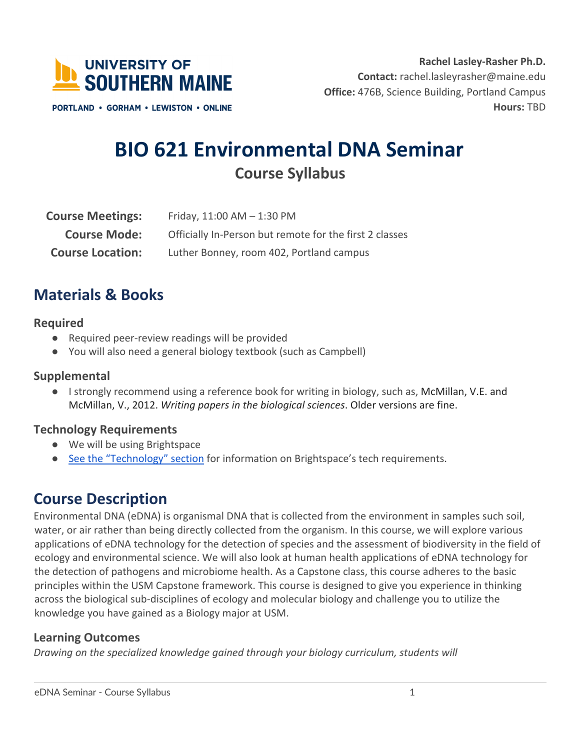UNIVERSITY OF SOUTHERN MAINE

PORTLAND • GORHAM • LEWISTON • ONLINE

**Rachel Lasley-Rasher Ph.D.**
**Contact:** rachel.lasleyrasher@maine.edu
**Office:** 476B, Science Building, Portland Campus
**Hours:** TBD

# BIO 621 Environmental DNA Seminar

## Course Syllabus

| | |
|---|---|
| **Course Meetings:** | Friday, 11:00 AM – 1:30 PM |
| **Course Mode:** | Officially In-Person but remote for the first 2 classes |
| **Course Location:** | Luther Bonney, room 402, Portland campus |

## Materials & Books

### Required

- Required peer-review readings will be provided
- You will also need a general biology textbook (such as Campbell)

### Supplemental

- I strongly recommend using a reference book for writing in biology, such as, McMillan, V.E. and McMillan, V., 2012. *Writing papers in the biological sciences*. Older versions are fine.

### Technology Requirements

- We will be using Brightspace
- See the "Technology" section for information on Brightspace's tech requirements.

## Course Description

Environmental DNA (eDNA) is organismal DNA that is collected from the environment in samples such soil, water, or air rather than being directly collected from the organism. In this course, we will explore various applications of eDNA technology for the detection of species and the assessment of biodiversity in the field of ecology and environmental science. We will also look at human health applications of eDNA technology for the detection of pathogens and microbiome health. As a Capstone class, this course adheres to the basic principles within the USM Capstone framework. This course is designed to give you experience in thinking across the biological sub-disciplines of ecology and molecular biology and challenge you to utilize the knowledge you have gained as a Biology major at USM.

### Learning Outcomes

*Drawing on the specialized knowledge gained through your biology curriculum, students will*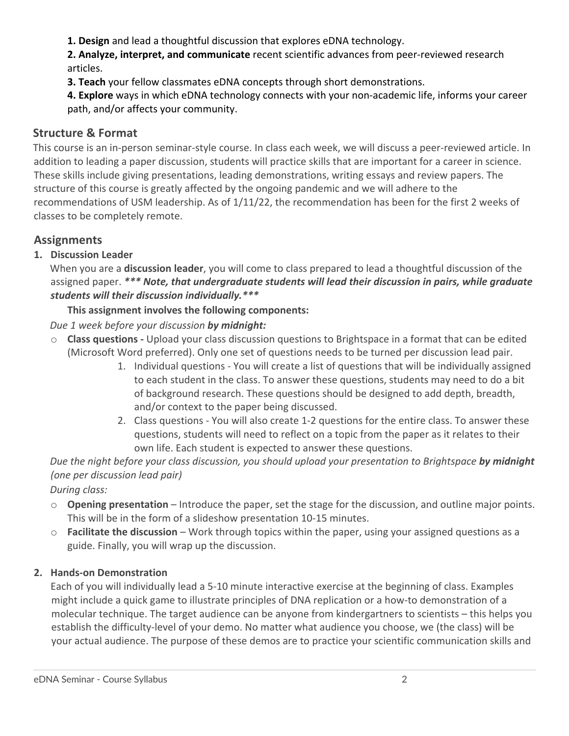**1. Design** and lead a thoughtful discussion that explores eDNA technology.

**2. Analyze, interpret, and communicate** recent scientific advances from peer-reviewed research articles.

**3. Teach** your fellow classmates eDNA concepts through short demonstrations.

**4. Explore** ways in which eDNA technology connects with your non-academic life, informs your career path, and/or affects your community.

## Structure & Format

This course is an in-person seminar-style course. In class each week, we will discuss a peer-reviewed article. In addition to leading a paper discussion, students will practice skills that are important for a career in science. These skills include giving presentations, leading demonstrations, writing essays and review papers. The structure of this course is greatly affected by the ongoing pandemic and we will adhere to the recommendations of USM leadership. As of 1/11/22, the recommendation has been for the first 2 weeks of classes to be completely remote.

## Assignments

### 1. Discussion Leader

When you are a **discussion leader**, you will come to class prepared to lead a thoughtful discussion of the assigned paper. ***** Note, that undergraduate students will lead their discussion in pairs, while graduate students will their discussion individually.*****

**This assignment involves the following components:**

*Due 1 week before your discussion* ***by midnight:***

- **Class questions -** Upload your class discussion questions to Brightspace in a format that can be edited (Microsoft Word preferred). Only one set of questions needs to be turned per discussion lead pair.
    1. Individual questions - You will create a list of questions that will be individually assigned to each student in the class. To answer these questions, students may need to do a bit of background research. These questions should be designed to add depth, breadth, and/or context to the paper being discussed.
    2. Class questions - You will also create 1-2 questions for the entire class. To answer these questions, students will need to reflect on a topic from the paper as it relates to their own life. Each student is expected to answer these questions.

*Due the night before your class discussion, you should upload your presentation to Brightspace* ***by midnight*** *(one per discussion lead pair)*

*During class:*

- **Opening presentation** – Introduce the paper, set the stage for the discussion, and outline major points. This will be in the form of a slideshow presentation 10-15 minutes.
- **Facilitate the discussion** – Work through topics within the paper, using your assigned questions as a guide. Finally, you will wrap up the discussion.

### 2. Hands-on Demonstration

Each of you will individually lead a 5-10 minute interactive exercise at the beginning of class. Examples might include a quick game to illustrate principles of DNA replication or a how-to demonstration of a molecular technique. The target audience can be anyone from kindergartners to scientists – this helps you establish the difficulty-level of your demo. No matter what audience you choose, we (the class) will be your actual audience. The purpose of these demos are to practice your scientific communication skills and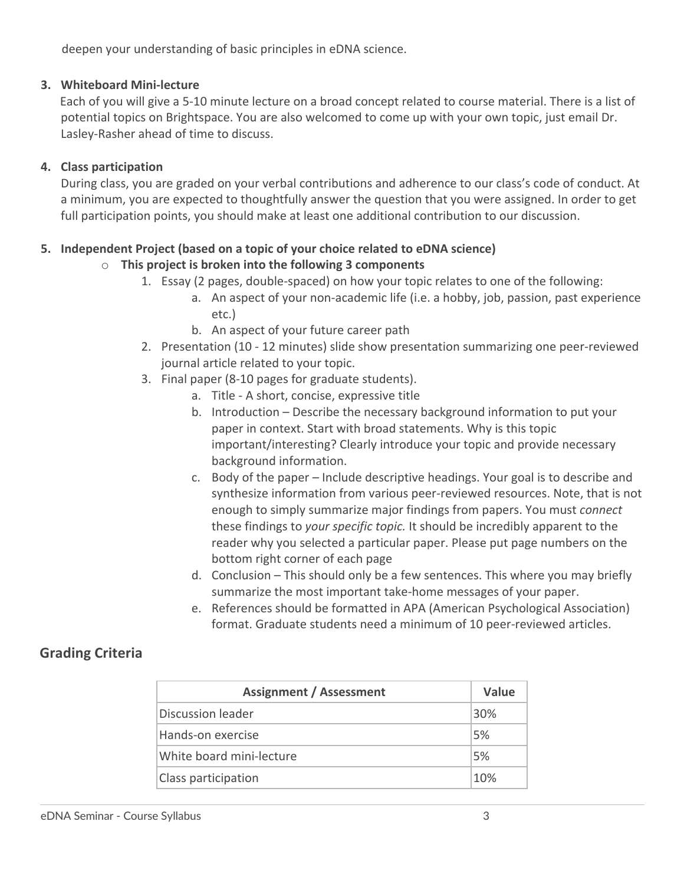deepen your understanding of basic principles in eDNA science.

3. **Whiteboard Mini-lecture**
   Each of you will give a 5-10 minute lecture on a broad concept related to course material. There is a list of potential topics on Brightspace. You are also welcomed to come up with your own topic, just email Dr. Lasley-Rasher ahead of time to discuss.

4. **Class participation**
   During class, you are graded on your verbal contributions and adherence to our class's code of conduct. At a minimum, you are expected to thoughtfully answer the question that you were assigned. In order to get full participation points, you should make at least one additional contribution to our discussion.

5. **Independent Project (based on a topic of your choice related to eDNA science)**
   - **This project is broken into the following 3 components**
     1. Essay (2 pages, double-spaced) on how your topic relates to one of the following:
        a. An aspect of your non-academic life (i.e. a hobby, job, passion, past experience etc.)
        b. An aspect of your future career path
     2. Presentation (10 - 12 minutes) slide show presentation summarizing one peer-reviewed journal article related to your topic.
     3. Final paper (8-10 pages for graduate students).
        a. Title - A short, concise, expressive title
        b. Introduction – Describe the necessary background information to put your paper in context. Start with broad statements. Why is this topic important/interesting? Clearly introduce your topic and provide necessary background information.
        c. Body of the paper – Include descriptive headings. Your goal is to describe and synthesize information from various peer-reviewed resources. Note, that is not enough to simply summarize major findings from papers. You must *connect* these findings to *your specific topic.* It should be incredibly apparent to the reader why you selected a particular paper. Please put page numbers on the bottom right corner of each page
        d. Conclusion – This should only be a few sentences. This where you may briefly summarize the most important take-home messages of your paper.
        e. References should be formatted in APA (American Psychological Association) format. Graduate students need a minimum of 10 peer-reviewed articles.

## Grading Criteria

| Assignment / Assessment | Value |
|---|---|
| Discussion leader | 30% |
| Hands-on exercise | 5% |
| White board mini-lecture | 5% |
| Class participation | 10% |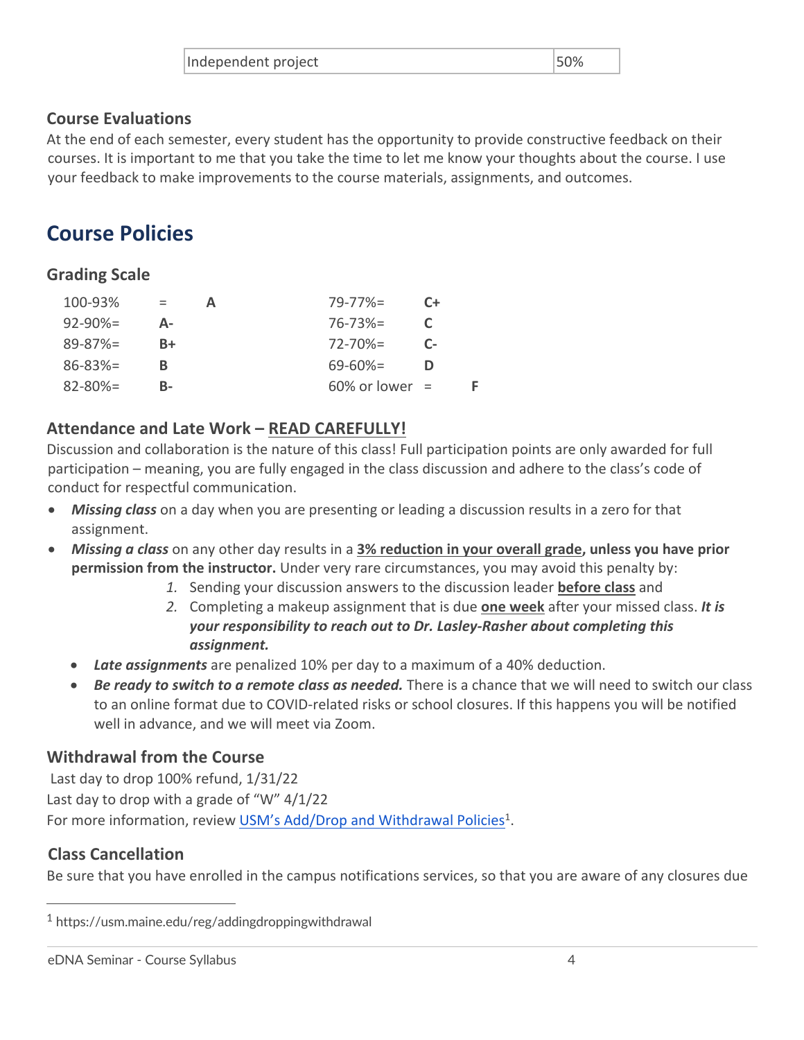| Independent project | 50% |
|---|---|

### Course Evaluations

At the end of each semester, every student has the opportunity to provide constructive feedback on their courses. It is important to me that you take the time to let me know your thoughts about the course. I use your feedback to make improvements to the course materials, assignments, and outcomes.

## Course Policies

### Grading Scale

| | | | |
|---|---|---|---|
| 100-93% = | **A** | 79-77%= | **C+** |
| 92-90%= | **A-** | 76-73%= | **C** |
| 89-87%= | **B+** | 72-70%= | **C-** |
| 86-83%= | **B** | 69-60%= | **D** |
| 82-80%= | **B-** | 60% or lower = | **F** |

### Attendance and Late Work – READ CAREFULLY!

Discussion and collaboration is the nature of this class! Full participation points are only awarded for full participation – meaning, you are fully engaged in the class discussion and adhere to the class's code of conduct for respectful communication.

- ***Missing class*** on a day when you are presenting or leading a discussion results in a zero for that assignment.
- ***Missing a class*** on any other day results in a **3% reduction in your overall grade, unless you have prior permission from the instructor.** Under very rare circumstances, you may avoid this penalty by:
    1. Sending your discussion answers to the discussion leader **before class** and
    2. Completing a makeup assignment that is due **one week** after your missed class. ***It is your responsibility to reach out to Dr. Lasley-Rasher about completing this assignment.***
- ***Late assignments*** are penalized 10% per day to a maximum of a 40% deduction.
- ***Be ready to switch to a remote class as needed.*** There is a chance that we will need to switch our class to an online format due to COVID-related risks or school closures. If this happens you will be notified well in advance, and we will meet via Zoom.

### Withdrawal from the Course

Last day to drop 100% refund, 1/31/22

Last day to drop with a grade of "W" 4/1/22

For more information, review USM's Add/Drop and Withdrawal Policies[1].

### Class Cancellation

Be sure that you have enrolled in the campus notifications services, so that you are aware of any closures due

[1] https://usm.maine.edu/reg/addingdroppingwithdrawal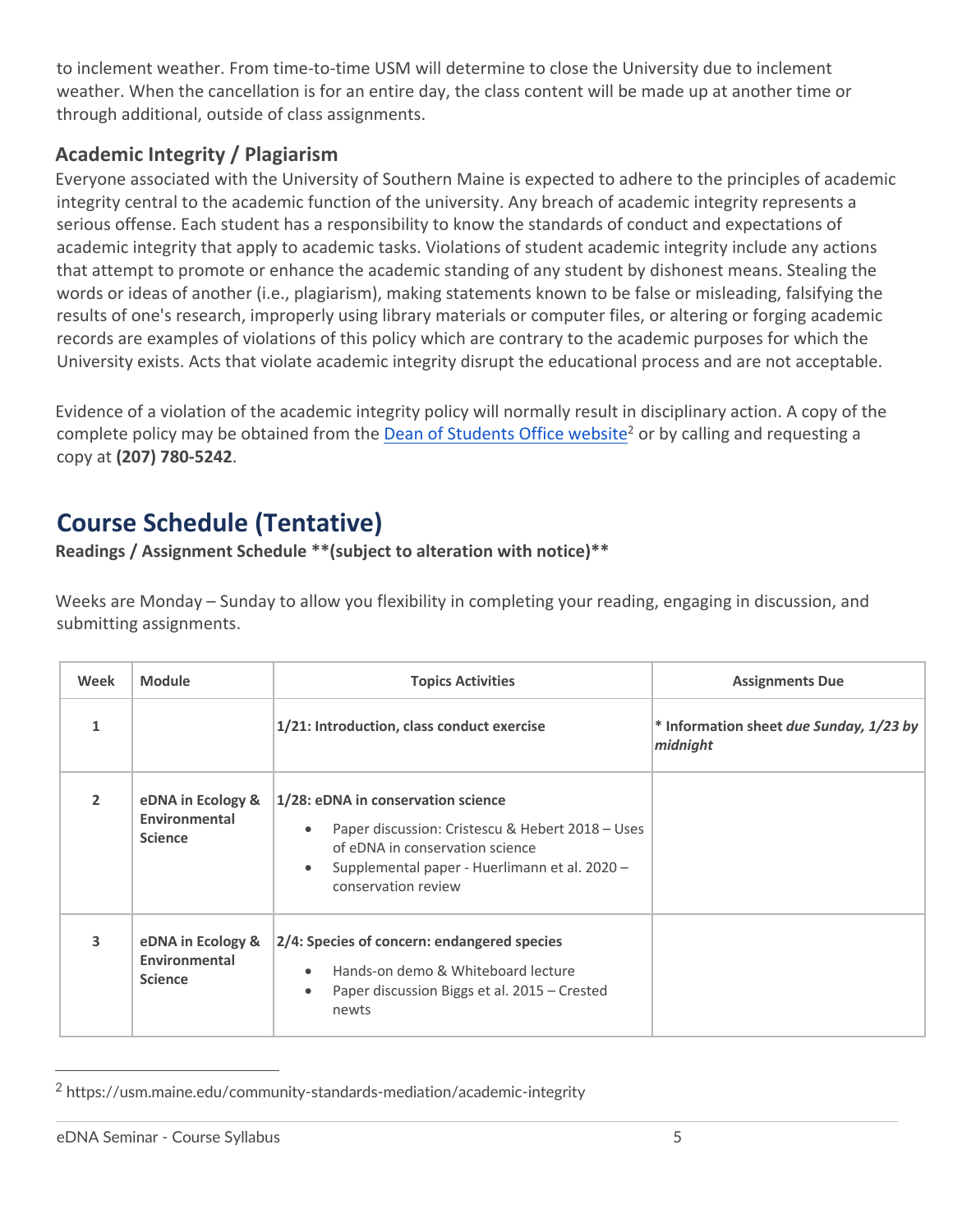to inclement weather. From time-to-time USM will determine to close the University due to inclement weather. When the cancellation is for an entire day, the class content will be made up at another time or through additional, outside of class assignments.

### Academic Integrity / Plagiarism

Everyone associated with the University of Southern Maine is expected to adhere to the principles of academic integrity central to the academic function of the university. Any breach of academic integrity represents a serious offense. Each student has a responsibility to know the standards of conduct and expectations of academic integrity that apply to academic tasks. Violations of student academic integrity include any actions that attempt to promote or enhance the academic standing of any student by dishonest means. Stealing the words or ideas of another (i.e., plagiarism), making statements known to be false or misleading, falsifying the results of one's research, improperly using library materials or computer files, or altering or forging academic records are examples of violations of this policy which are contrary to the academic purposes for which the University exists. Acts that violate academic integrity disrupt the educational process and are not acceptable.

Evidence of a violation of the academic integrity policy will normally result in disciplinary action. A copy of the complete policy may be obtained from the Dean of Students Office website[2] or by calling and requesting a copy at **(207) 780-5242**.

## Course Schedule (Tentative)

**Readings / Assignment Schedule **(subject to alteration with notice)****

Weeks are Monday – Sunday to allow you flexibility in completing your reading, engaging in discussion, and submitting assignments.

| Week | Module | Topics Activities | Assignments Due |
|---|---|---|---|
| **1** | | **1/21: Introduction, class conduct exercise** | **\* Information sheet *due Sunday, 1/23 by midnight*** |
| **2** | **eDNA in Ecology & Environmental Science** | **1/28: eDNA in conservation science**<br>• Paper discussion: Cristescu & Hebert 2018 – Uses of eDNA in conservation science<br>• Supplemental paper - Huerlimann et al. 2020 – conservation review | |
| **3** | **eDNA in Ecology & Environmental Science** | **2/4: Species of concern: endangered species**<br>• Hands-on demo & Whiteboard lecture<br>• Paper discussion Biggs et al. 2015 – Crested newts | |

[2] https://usm.maine.edu/community-standards-mediation/academic-integrity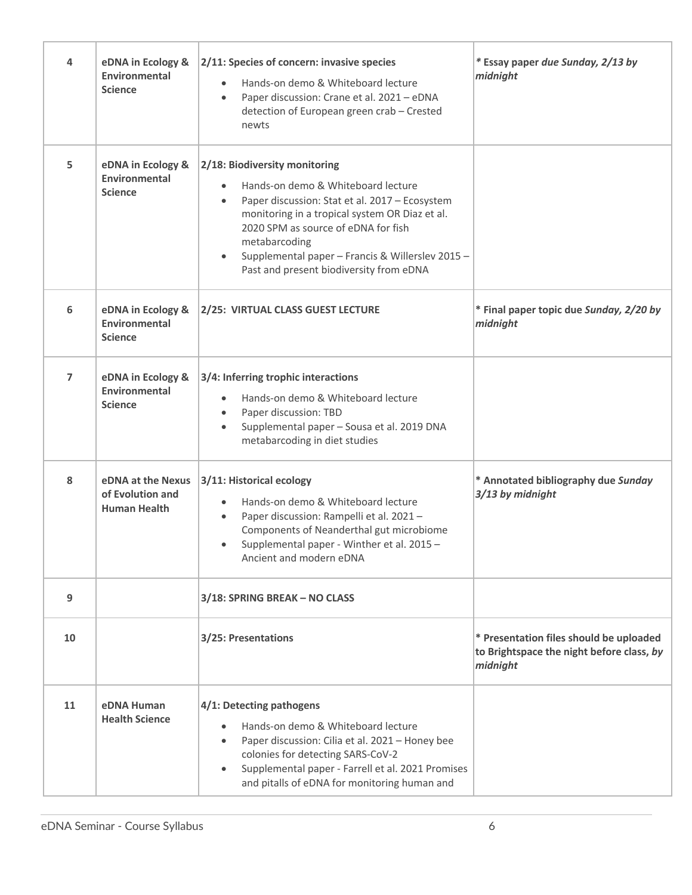| 4 | eDNA in Ecology & Environmental Science | **2/11: Species of concern: invasive species**<br>• Hands-on demo & Whiteboard lecture<br>• Paper discussion: Crane et al. 2021 – eDNA detection of European green crab – Crested newts | **\* Essay paper *due Sunday, 2/13 by midnight*** |
|---|---|---|---|
| 5 | eDNA in Ecology & Environmental Science | **2/18: Biodiversity monitoring**<br>• Hands-on demo & Whiteboard lecture<br>• Paper discussion: Stat et al. 2017 – Ecosystem monitoring in a tropical system OR Diaz et al. 2020 SPM as source of eDNA for fish metabarcoding<br>• Supplemental paper – Francis & Willerslev 2015 – Past and present biodiversity from eDNA | |
| 6 | eDNA in Ecology & Environmental Science | **2/25: VIRTUAL CLASS GUEST LECTURE** | **\* Final paper topic due *Sunday, 2/20 by midnight*** |
| 7 | eDNA in Ecology & Environmental Science | **3/4: Inferring trophic interactions**<br>• Hands-on demo & Whiteboard lecture<br>• Paper discussion: TBD<br>• Supplemental paper – Sousa et al. 2019 DNA metabarcoding in diet studies | |
| 8 | eDNA at the Nexus of Evolution and Human Health | **3/11: Historical ecology**<br>• Hands-on demo & Whiteboard lecture<br>• Paper discussion: Rampelli et al. 2021 – Components of Neanderthal gut microbiome<br>• Supplemental paper - Winther et al. 2015 – Ancient and modern eDNA | **\* Annotated bibliography due *Sunday 3/13 by midnight*** |
| 9 | | **3/18: SPRING BREAK – NO CLASS** | |
| 10 | | **3/25: Presentations** | **\* Presentation files should be uploaded to Brightspace the night before class, *by midnight*** |
| 11 | eDNA Human Health Science | **4/1: Detecting pathogens**<br>• Hands-on demo & Whiteboard lecture<br>• Paper discussion: Cilia et al. 2021 – Honey bee colonies for detecting SARS-CoV-2<br>• Supplemental paper - Farrell et al. 2021 Promises and pitalls of eDNA for monitoring human and | |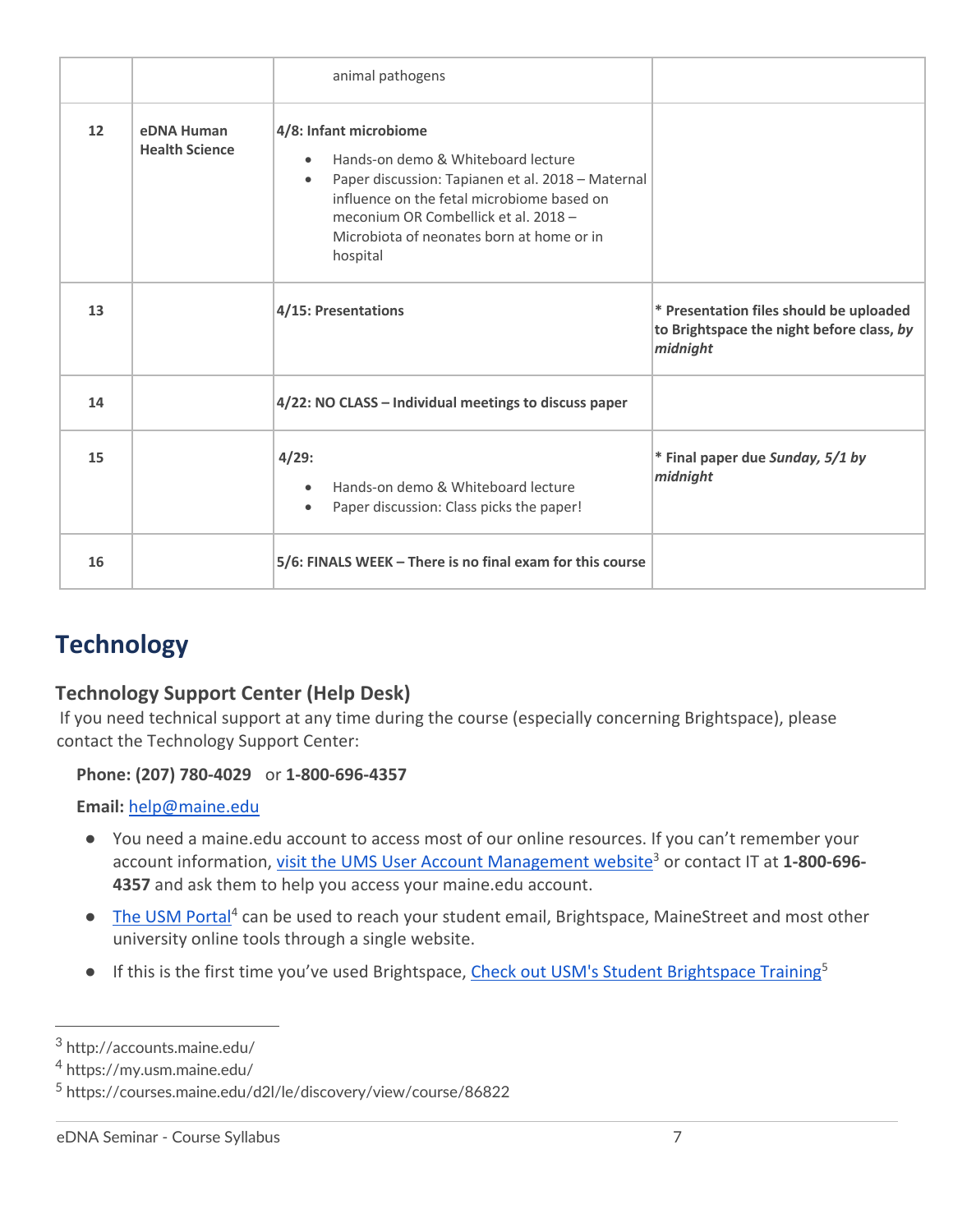| | | | |
|---|---|---|---|
| | | animal pathogens | |
| **12** | **eDNA Human Health Science** | **4/8: Infant microbiome**<br>• Hands-on demo & Whiteboard lecture<br>• Paper discussion: Tapianen et al. 2018 – Maternal influence on the fetal microbiome based on meconium OR Combellick et al. 2018 – Microbiota of neonates born at home or in hospital | |
| **13** | | **4/15: Presentations** | **\* Presentation files should be uploaded to Brightspace the night before class, *by midnight*** |
| **14** | | **4/22: NO CLASS – Individual meetings to discuss paper** | |
| **15** | | **4/29:**<br>• Hands-on demo & Whiteboard lecture<br>• Paper discussion: Class picks the paper! | **\* Final paper due *Sunday, 5/1 by midnight*** |
| **16** | | **5/6: FINALS WEEK – There is no final exam for this course** | |

# Technology

## Technology Support Center (Help Desk)

If you need technical support at any time during the course (especially concerning Brightspace), please contact the Technology Support Center:

**Phone: (207) 780-4029** or **1-800-696-4357**

**Email:** help@maine.edu

- You need a maine.edu account to access most of our online resources. If you can't remember your account information, visit the UMS User Account Management website[3] or contact IT at **1-800-696-4357** and ask them to help you access your maine.edu account.
- The USM Portal[4] can be used to reach your student email, Brightspace, MaineStreet and most other university online tools through a single website.
- If this is the first time you've used Brightspace, Check out USM's Student Brightspace Training[5]

[3] http://accounts.maine.edu/
[4] https://my.usm.maine.edu/
[5] https://courses.maine.edu/d2l/le/discovery/view/course/86822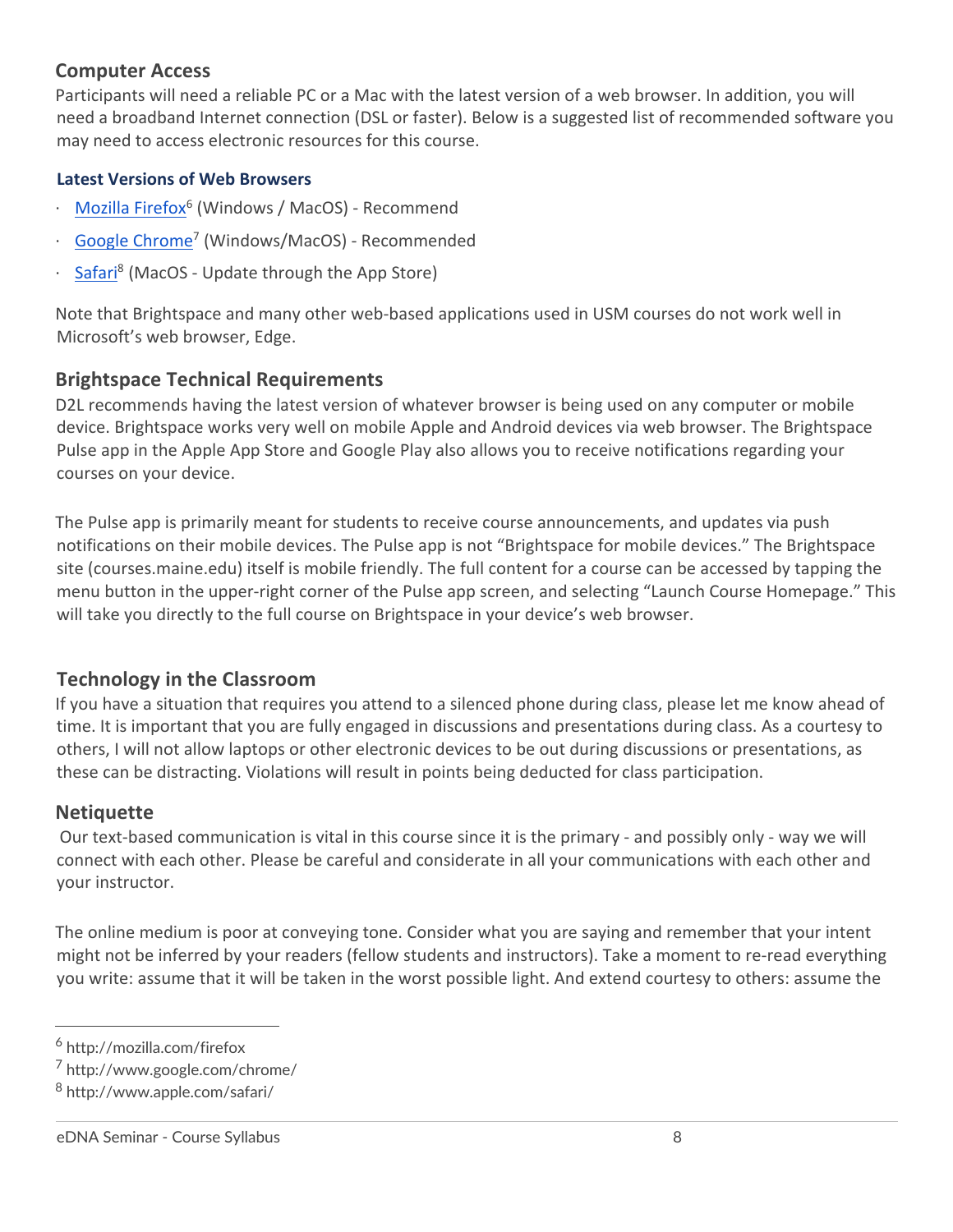## Computer Access

Participants will need a reliable PC or a Mac with the latest version of a web browser. In addition, you will need a broadband Internet connection (DSL or faster). Below is a suggested list of recommended software you may need to access electronic resources for this course.

### Latest Versions of Web Browsers

- Mozilla Firefox[6] (Windows / MacOS) - Recommend
- Google Chrome[7] (Windows/MacOS) - Recommended
- Safari[8] (MacOS - Update through the App Store)

Note that Brightspace and many other web-based applications used in USM courses do not work well in Microsoft's web browser, Edge.

## Brightspace Technical Requirements

D2L recommends having the latest version of whatever browser is being used on any computer or mobile device. Brightspace works very well on mobile Apple and Android devices via web browser. The Brightspace Pulse app in the Apple App Store and Google Play also allows you to receive notifications regarding your courses on your device.

The Pulse app is primarily meant for students to receive course announcements, and updates via push notifications on their mobile devices. The Pulse app is not "Brightspace for mobile devices." The Brightspace site (courses.maine.edu) itself is mobile friendly. The full content for a course can be accessed by tapping the menu button in the upper-right corner of the Pulse app screen, and selecting "Launch Course Homepage." This will take you directly to the full course on Brightspace in your device's web browser.

## Technology in the Classroom

If you have a situation that requires you attend to a silenced phone during class, please let me know ahead of time. It is important that you are fully engaged in discussions and presentations during class. As a courtesy to others, I will not allow laptops or other electronic devices to be out during discussions or presentations, as these can be distracting. Violations will result in points being deducted for class participation.

## Netiquette

Our text-based communication is vital in this course since it is the primary - and possibly only - way we will connect with each other. Please be careful and considerate in all your communications with each other and your instructor.

The online medium is poor at conveying tone. Consider what you are saying and remember that your intent might not be inferred by your readers (fellow students and instructors). Take a moment to re-read everything you write: assume that it will be taken in the worst possible light. And extend courtesy to others: assume the

[6] http://mozilla.com/firefox

[7] http://www.google.com/chrome/

[8] http://www.apple.com/safari/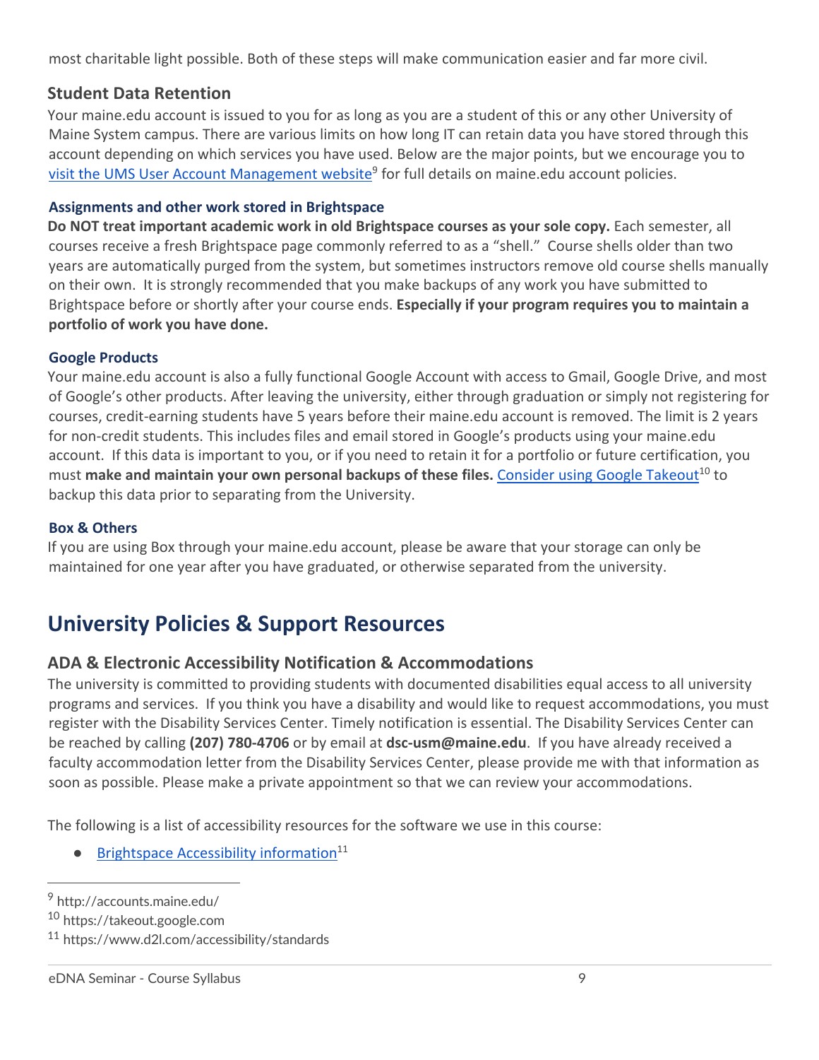most charitable light possible. Both of these steps will make communication easier and far more civil.

### Student Data Retention

Your maine.edu account is issued to you for as long as you are a student of this or any other University of Maine System campus. There are various limits on how long IT can retain data you have stored through this account depending on which services you have used. Below are the major points, but we encourage you to visit the UMS User Account Management website[9] for full details on maine.edu account policies.

#### Assignments and other work stored in Brightspace

**Do NOT treat important academic work in old Brightspace courses as your sole copy.** Each semester, all courses receive a fresh Brightspace page commonly referred to as a "shell." Course shells older than two years are automatically purged from the system, but sometimes instructors remove old course shells manually on their own. It is strongly recommended that you make backups of any work you have submitted to Brightspace before or shortly after your course ends. **Especially if your program requires you to maintain a portfolio of work you have done.**

#### Google Products

Your maine.edu account is also a fully functional Google Account with access to Gmail, Google Drive, and most of Google's other products. After leaving the university, either through graduation or simply not registering for courses, credit-earning students have 5 years before their maine.edu account is removed. The limit is 2 years for non-credit students. This includes files and email stored in Google's products using your maine.edu account. If this data is important to you, or if you need to retain it for a portfolio or future certification, you must **make and maintain your own personal backups of these files.** Consider using Google Takeout[10] to backup this data prior to separating from the University.

#### Box & Others

If you are using Box through your maine.edu account, please be aware that your storage can only be maintained for one year after you have graduated, or otherwise separated from the university.

## University Policies & Support Resources

### ADA & Electronic Accessibility Notification & Accommodations

The university is committed to providing students with documented disabilities equal access to all university programs and services. If you think you have a disability and would like to request accommodations, you must register with the Disability Services Center. Timely notification is essential. The Disability Services Center can be reached by calling **(207) 780-4706** or by email at **dsc-usm@maine.edu**. If you have already received a faculty accommodation letter from the Disability Services Center, please provide me with that information as soon as possible. Please make a private appointment so that we can review your accommodations.

The following is a list of accessibility resources for the software we use in this course:

- Brightspace Accessibility information[11]

---

[9] http://accounts.maine.edu/

[10] https://takeout.google.com

[11] https://www.d2l.com/accessibility/standards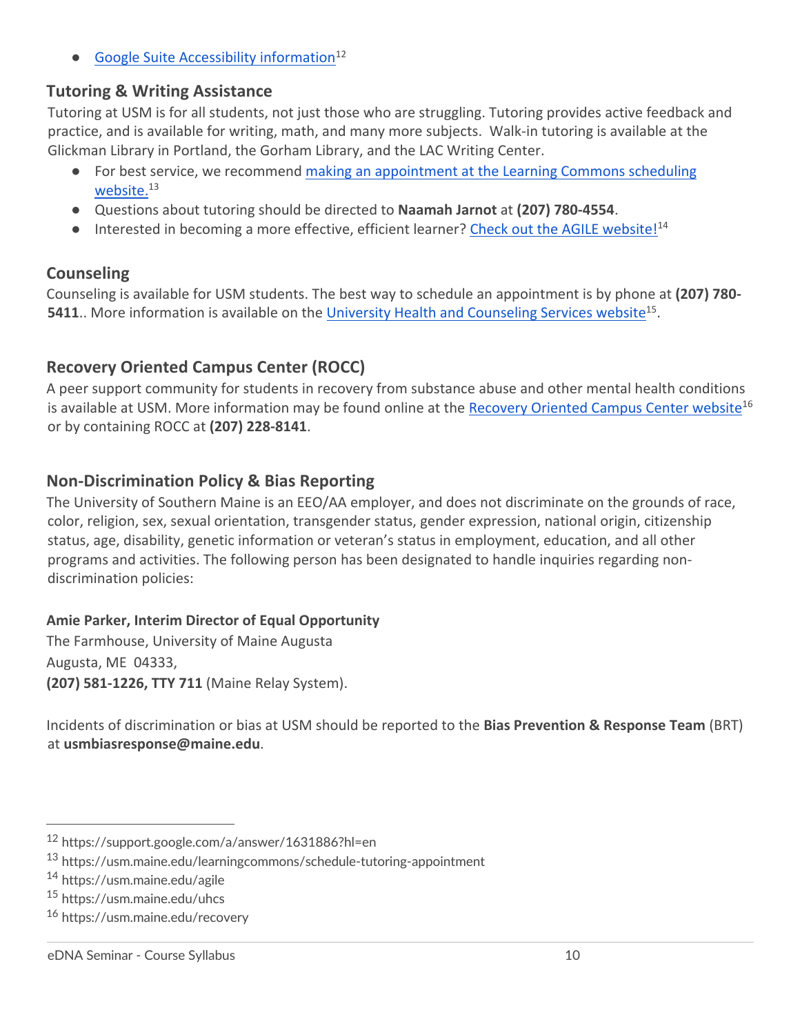- Google Suite Accessibility information[12]

## Tutoring & Writing Assistance

Tutoring at USM is for all students, not just those who are struggling. Tutoring provides active feedback and practice, and is available for writing, math, and many more subjects. Walk-in tutoring is available at the Glickman Library in Portland, the Gorham Library, and the LAC Writing Center.

- For best service, we recommend making an appointment at the Learning Commons scheduling website.[13]
- Questions about tutoring should be directed to **Naamah Jarnot** at **(207) 780-4554**.
- Interested in becoming a more effective, efficient learner? Check out the AGILE website![14]

## Counseling

Counseling is available for USM students. The best way to schedule an appointment is by phone at **(207) 780-5411**.. More information is available on the University Health and Counseling Services website[15].

## Recovery Oriented Campus Center (ROCC)

A peer support community for students in recovery from substance abuse and other mental health conditions is available at USM. More information may be found online at the Recovery Oriented Campus Center website[16] or by containing ROCC at **(207) 228-8141**.

## Non-Discrimination Policy & Bias Reporting

The University of Southern Maine is an EEO/AA employer, and does not discriminate on the grounds of race, color, religion, sex, sexual orientation, transgender status, gender expression, national origin, citizenship status, age, disability, genetic information or veteran's status in employment, education, and all other programs and activities. The following person has been designated to handle inquiries regarding non-discrimination policies:

**Amie Parker, Interim Director of Equal Opportunity**
The Farmhouse, University of Maine Augusta
Augusta, ME 04333,
**(207) 581-1226, TTY 711** (Maine Relay System).

Incidents of discrimination or bias at USM should be reported to the **Bias Prevention & Response Team** (BRT) at **usmbiasresponse@maine.edu**.

---

[12] https://support.google.com/a/answer/1631886?hl=en
[13] https://usm.maine.edu/learningcommons/schedule-tutoring-appointment
[14] https://usm.maine.edu/agile
[15] https://usm.maine.edu/uhcs
[16] https://usm.maine.edu/recovery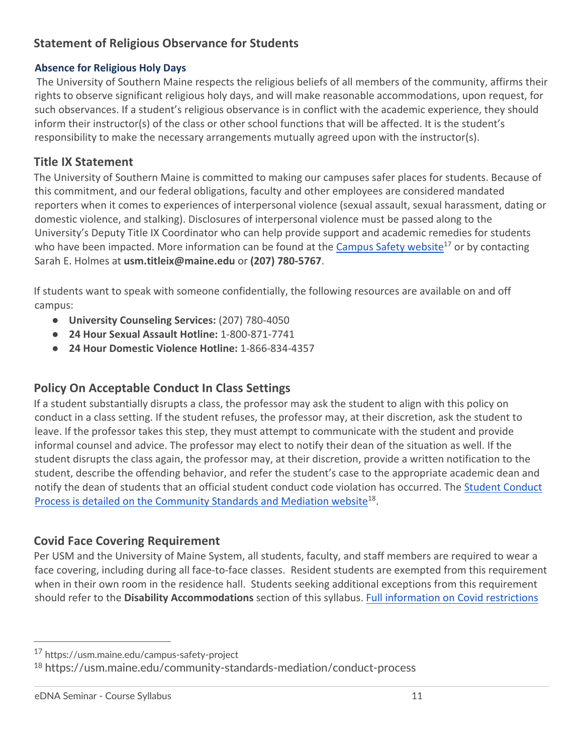## Statement of Religious Observance for Students

### Absence for Religious Holy Days

The University of Southern Maine respects the religious beliefs of all members of the community, affirms their rights to observe significant religious holy days, and will make reasonable accommodations, upon request, for such observances. If a student's religious observance is in conflict with the academic experience, they should inform their instructor(s) of the class or other school functions that will be affected. It is the student's responsibility to make the necessary arrangements mutually agreed upon with the instructor(s).

## Title IX Statement

The University of Southern Maine is committed to making our campuses safer places for students. Because of this commitment, and our federal obligations, faculty and other employees are considered mandated reporters when it comes to experiences of interpersonal violence (sexual assault, sexual harassment, dating or domestic violence, and stalking). Disclosures of interpersonal violence must be passed along to the University's Deputy Title IX Coordinator who can help provide support and academic remedies for students who have been impacted. More information can be found at the Campus Safety website[17] or by contacting Sarah E. Holmes at **usm.titleix@maine.edu** or **(207) 780-5767**.

If students want to speak with someone confidentially, the following resources are available on and off campus:

- **University Counseling Services:** (207) 780-4050
- **24 Hour Sexual Assault Hotline:** 1-800-871-7741
- **24 Hour Domestic Violence Hotline:** 1-866-834-4357

## Policy On Acceptable Conduct In Class Settings

If a student substantially disrupts a class, the professor may ask the student to align with this policy on conduct in a class setting. If the student refuses, the professor may, at their discretion, ask the student to leave. If the professor takes this step, they must attempt to communicate with the student and provide informal counsel and advice. The professor may elect to notify their dean of the situation as well. If the student disrupts the class again, the professor may, at their discretion, provide a written notification to the student, describe the offending behavior, and refer the student's case to the appropriate academic dean and notify the dean of students that an official student conduct code violation has occurred. The Student Conduct Process is detailed on the Community Standards and Mediation website[18].

## Covid Face Covering Requirement

Per USM and the University of Maine System, all students, faculty, and staff members are required to wear a face covering, including during all face-to-face classes. Resident students are exempted from this requirement when in their own room in the residence hall. Students seeking additional exceptions from this requirement should refer to the **Disability Accommodations** section of this syllabus. Full information on Covid restrictions

---

[17] https://usm.maine.edu/campus-safety-project

[18] https://usm.maine.edu/community-standards-mediation/conduct-process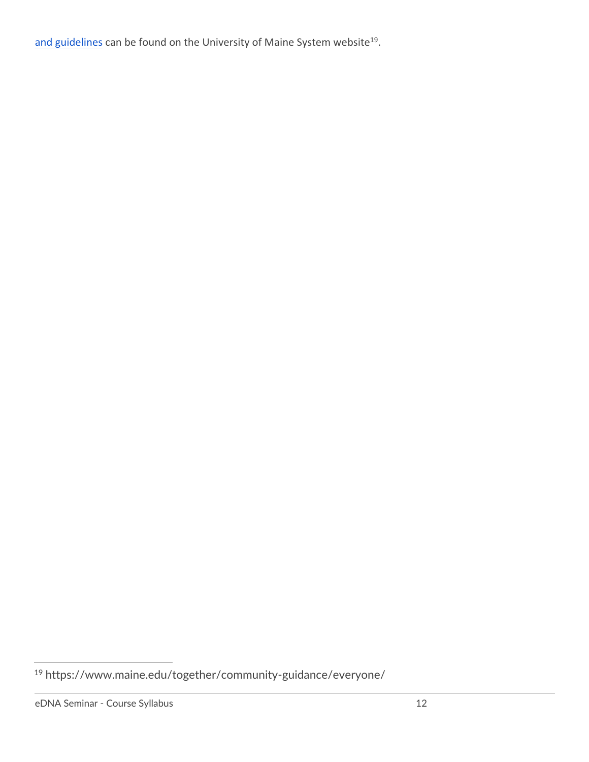and guidelines can be found on the University of Maine System website[19].

[19] https://www.maine.edu/together/community-guidance/everyone/